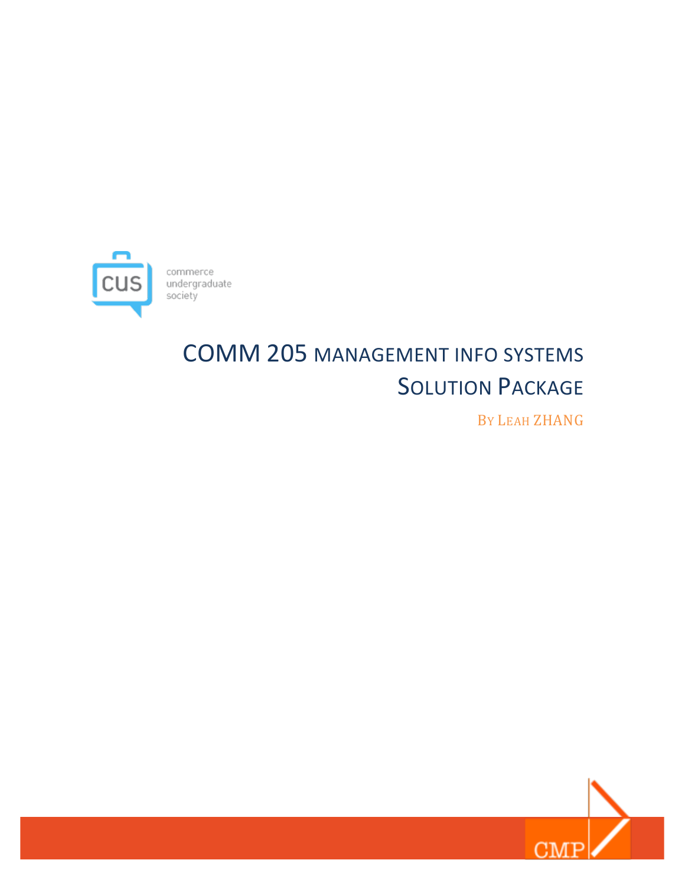commerce
undergraduate
society

# COMM 205 MANAGEMENT INFO SYSTEMS

## SOLUTION PACKAGE

BY LEAH ZHANG

CMP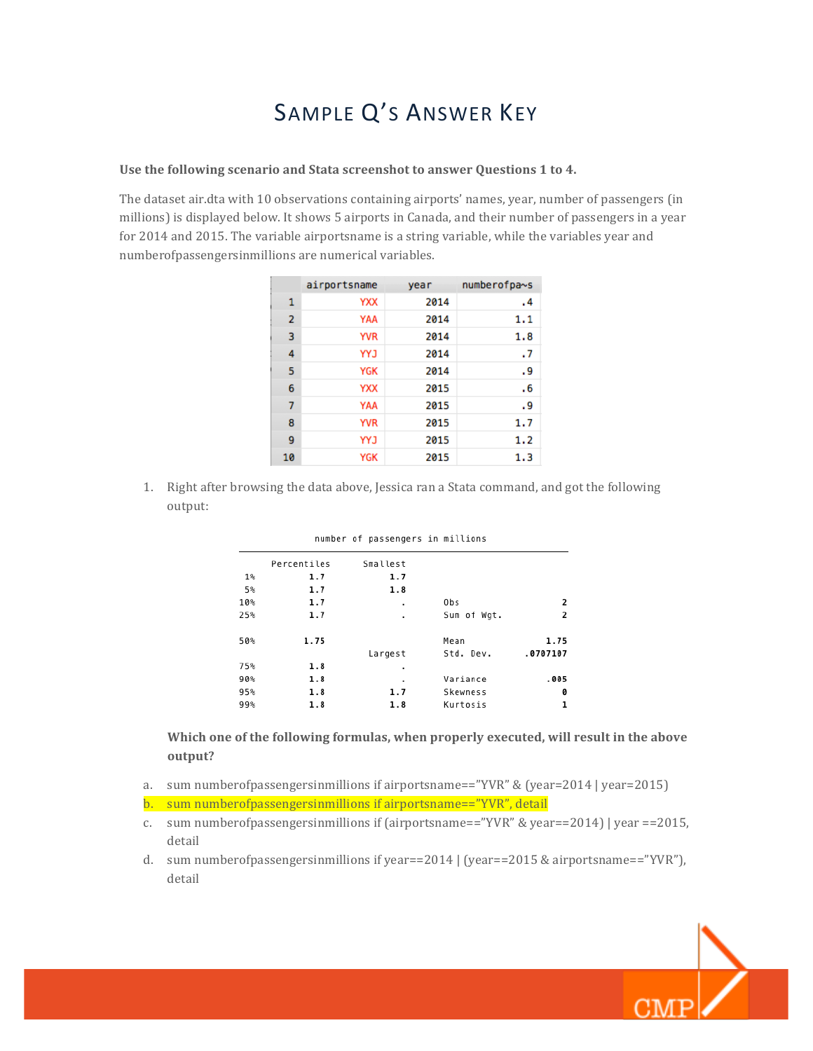# SAMPLE Q'S ANSWER KEY

**Use the following scenario and Stata screenshot to answer Questions 1 to 4.**

The dataset air.dta with 10 observations containing airports' names, year, number of passengers (in millions) is displayed below. It shows 5 airports in Canada, and their number of passengers in a year for 2014 and 2015. The variable airportsname is a string variable, while the variables year and numberofpassengersinmillions are numerical variables.

| | airportsname | year | numberofpa~s |
|---|---|---|---|
| 1 | YXX | 2014 | .4 |
| 2 | YAA | 2014 | 1.1 |
| 3 | YVR | 2014 | 1.8 |
| 4 | YYJ | 2014 | .7 |
| 5 | YGK | 2014 | .9 |
| 6 | YXX | 2015 | .6 |
| 7 | YAA | 2015 | .9 |
| 8 | YVR | 2015 | 1.7 |
| 9 | YYJ | 2015 | 1.2 |
| 10 | YGK | 2015 | 1.3 |

1. Right after browsing the data above, Jessica ran a Stata command, and got the following output:

```
                  number of passengers in millions
-------------------------------------------------------------
      Percentiles      Smallest
 1%          1.7            1.7
 5%          1.7            1.8
10%          1.7              .       Obs                   2
25%          1.7              .       Sum of Wgt.           2

50%         1.75                      Mean               1.75
                        Largest       Std. Dev.      .0707107
75%          1.8              .
90%          1.8              .       Variance           .005
95%          1.8            1.7       Skewness              0
99%          1.8            1.8       Kurtosis              1
```

**Which one of the following formulas, when properly executed, will result in the above output?**

a. sum numberofpassengersinmillions if airportsname=="YVR" & (year=2014 | year=2015)

b. sum numberofpassengersinmillions if airportsname=="YVR", detail

c. sum numberofpassengersinmillions if (airportsname=="YVR" & year==2014) | year ==2015, detail

d. sum numberofpassengersinmillions if year==2014 | (year==2015 & airportsname=="YVR"), detail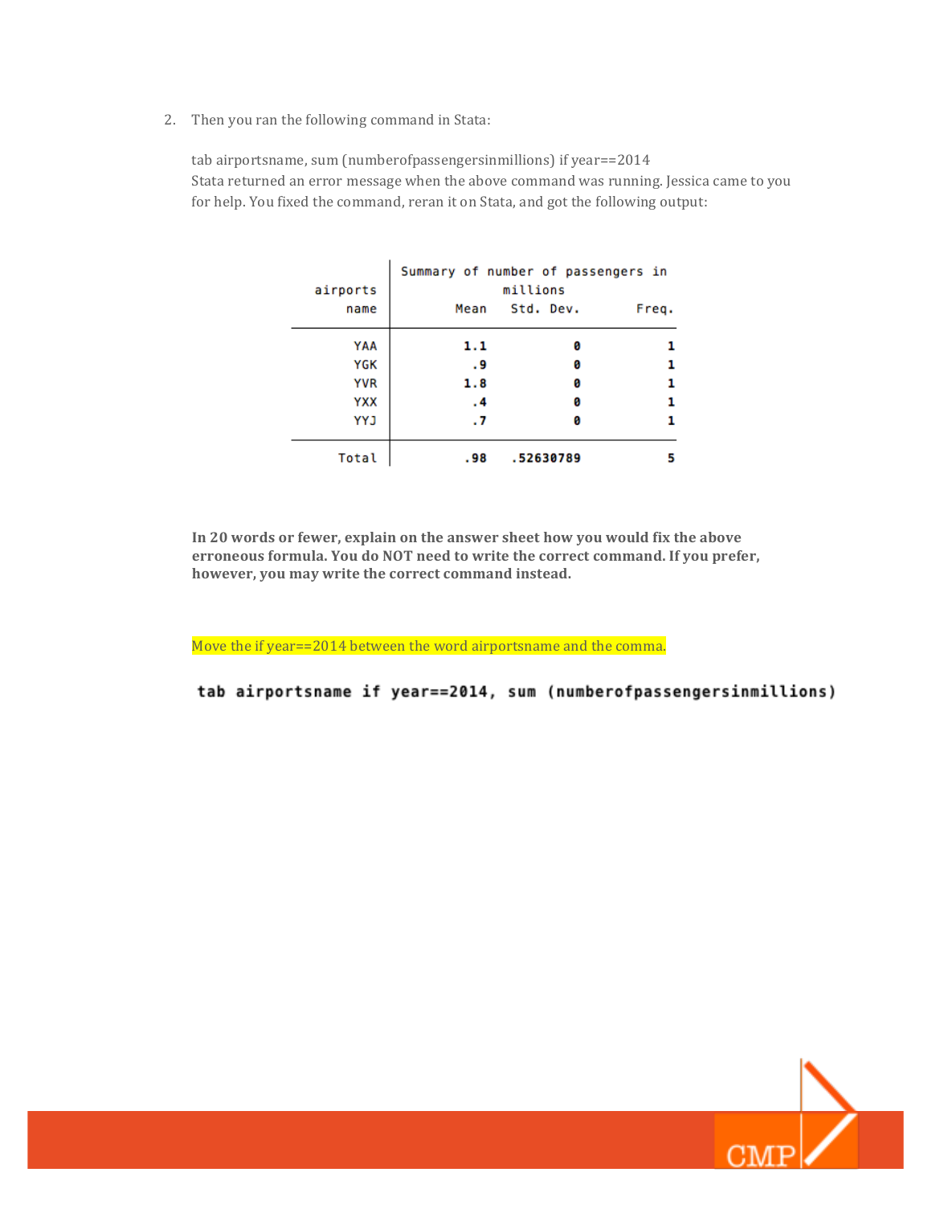2. Then you ran the following command in Stata:

tab airportsname, sum (numberofpassengersinmillions) if year==2014
Stata returned an error message when the above command was running. Jessica came to you for help. You fixed the command, reran it on Stata, and got the following output:

| airports name | Summary of number of passengers in millions | | |
|---|---|---|---|
| | Mean | Std. Dev. | Freq. |
| YAA | 1.1 | 0 | 1 |
| YGK | .9 | 0 | 1 |
| YVR | 1.8 | 0 | 1 |
| YXX | .4 | 0 | 1 |
| YYJ | .7 | 0 | 1 |
| Total | .98 | .52630789 | 5 |

**In 20 words or fewer, explain on the answer sheet how you would fix the above erroneous formula. You do NOT need to write the correct command. If you prefer, however, you may write the correct command instead.**

Move the if year==2014 between the word airportsname and the comma.

```
tab airportsname if year==2014, sum (numberofpassengersinmillions)
```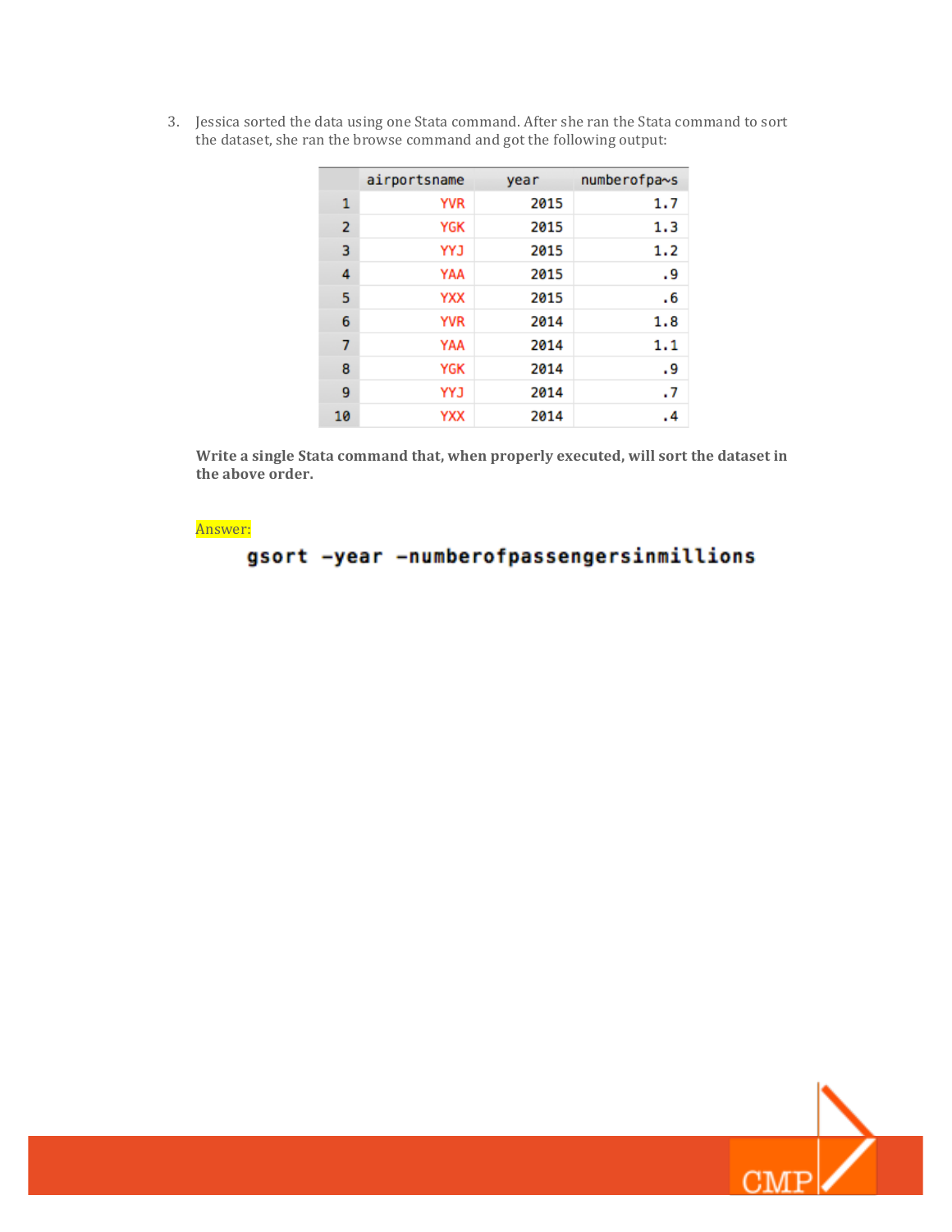3. Jessica sorted the data using one Stata command. After she ran the Stata command to sort the dataset, she ran the browse command and got the following output:

| | airportsname | year | numberofpa~s |
|---|---|---|---|
| 1 | YVR | 2015 | 1.7 |
| 2 | YGK | 2015 | 1.3 |
| 3 | YYJ | 2015 | 1.2 |
| 4 | YAA | 2015 | .9 |
| 5 | YXX | 2015 | .6 |
| 6 | YVR | 2014 | 1.8 |
| 7 | YAA | 2014 | 1.1 |
| 8 | YGK | 2014 | .9 |
| 9 | YYJ | 2014 | .7 |
| 10 | YXX | 2014 | .4 |

**Write a single Stata command that, when properly executed, will sort the dataset in the above order.**

Answer:

```
gsort -year -numberofpassengersinmillions
```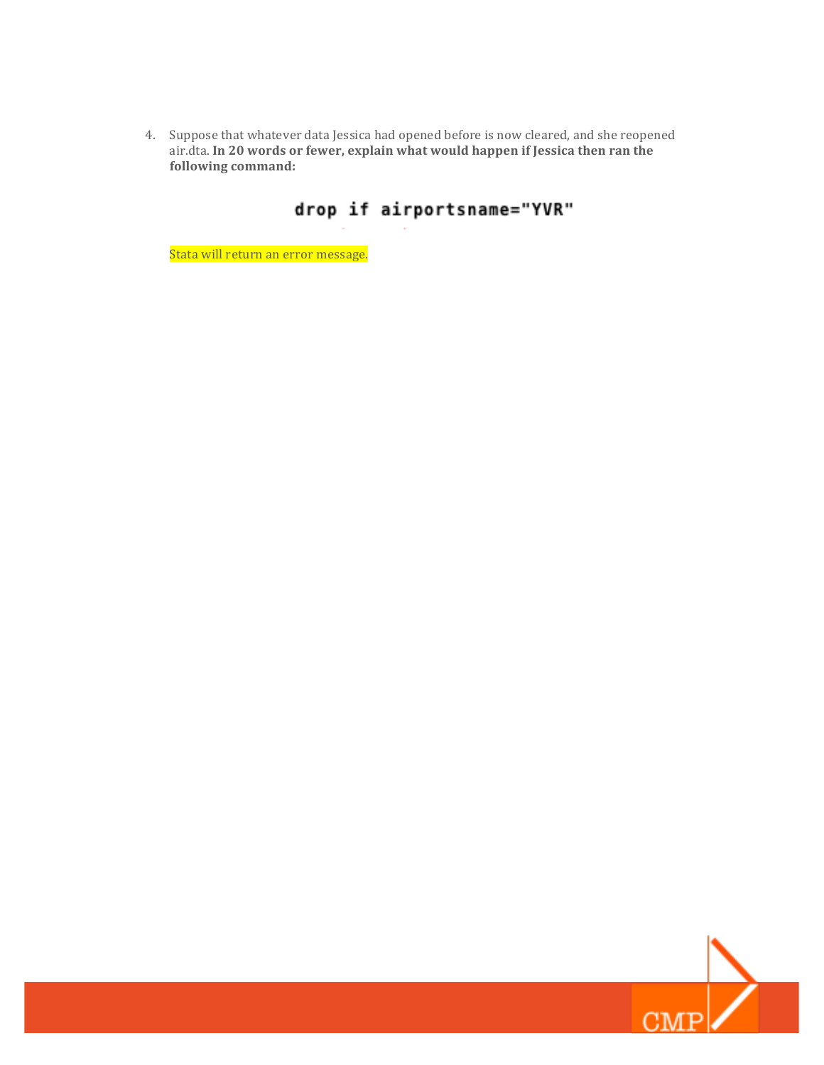4. Suppose that whatever data Jessica had opened before is now cleared, and she reopened air.dta. **In 20 words or fewer, explain what would happen if Jessica then ran the following command:**

```
drop if airportsname="YVR"
```

Stata will return an error message.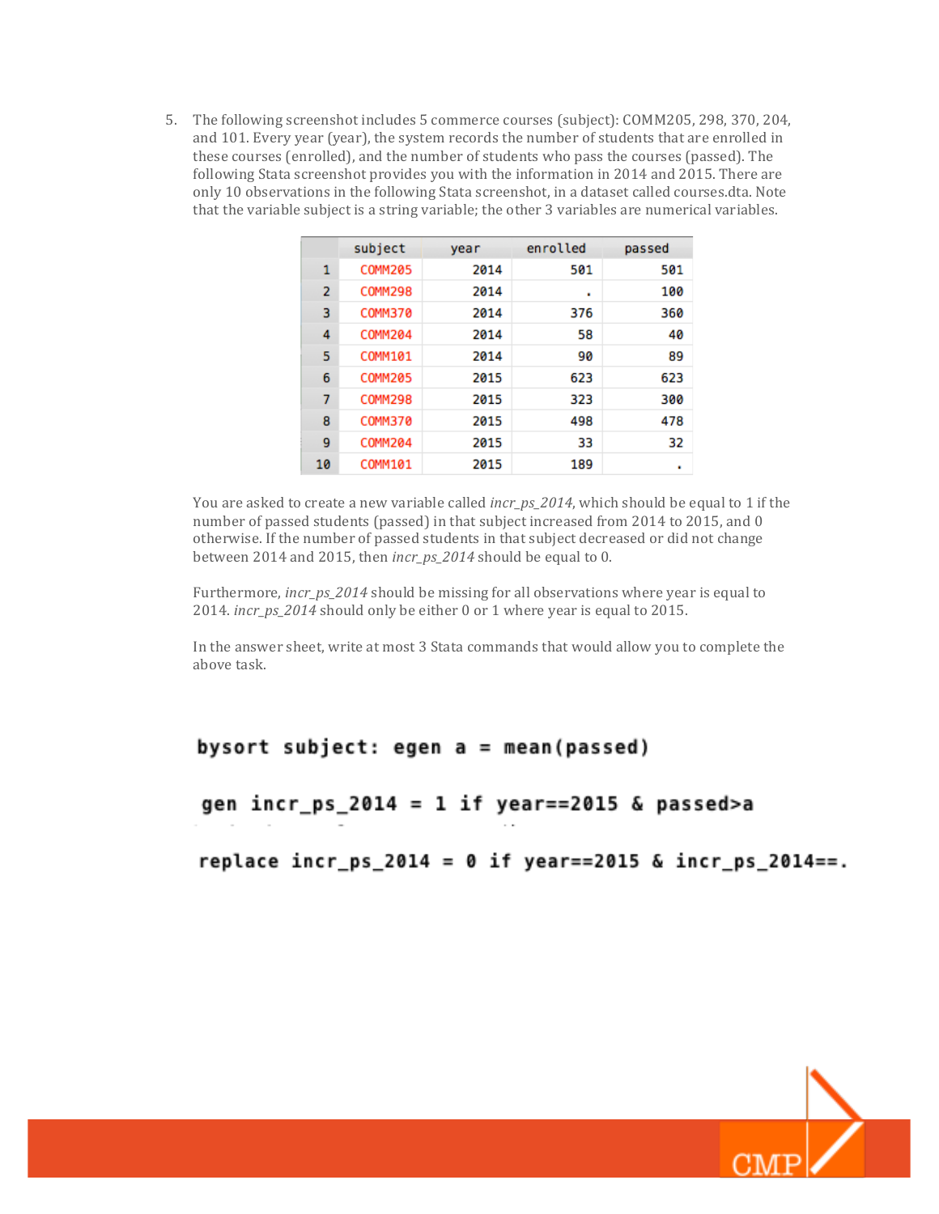5. The following screenshot includes 5 commerce courses (subject): COMM205, 298, 370, 204, and 101. Every year (year), the system records the number of students that are enrolled in these courses (enrolled), and the number of students who pass the courses (passed). The following Stata screenshot provides you with the information in 2014 and 2015. There are only 10 observations in the following Stata screenshot, in a dataset called courses.dta. Note that the variable subject is a string variable; the other 3 variables are numerical variables.

| | subject | year | enrolled | passed |
|---|---|---|---|---|
| 1 | COMM205 | 2014 | 501 | 501 |
| 2 | COMM298 | 2014 | . | 100 |
| 3 | COMM370 | 2014 | 376 | 360 |
| 4 | COMM204 | 2014 | 58 | 40 |
| 5 | COMM101 | 2014 | 90 | 89 |
| 6 | COMM205 | 2015 | 623 | 623 |
| 7 | COMM298 | 2015 | 323 | 300 |
| 8 | COMM370 | 2015 | 498 | 478 |
| 9 | COMM204 | 2015 | 33 | 32 |
| 10 | COMM101 | 2015 | 189 | . |

You are asked to create a new variable called *incr_ps_2014*, which should be equal to 1 if the number of passed students (passed) in that subject increased from 2014 to 2015, and 0 otherwise. If the number of passed students in that subject decreased or did not change between 2014 and 2015, then *incr_ps_2014* should be equal to 0.

Furthermore, *incr_ps_2014* should be missing for all observations where year is equal to 2014. *incr_ps_2014* should only be either 0 or 1 where year is equal to 2015.

In the answer sheet, write at most 3 Stata commands that would allow you to complete the above task.

```
bysort subject: egen a = mean(passed)

gen incr_ps_2014 = 1 if year==2015 & passed>a

replace incr_ps_2014 = 0 if year==2015 & incr_ps_2014==.
```